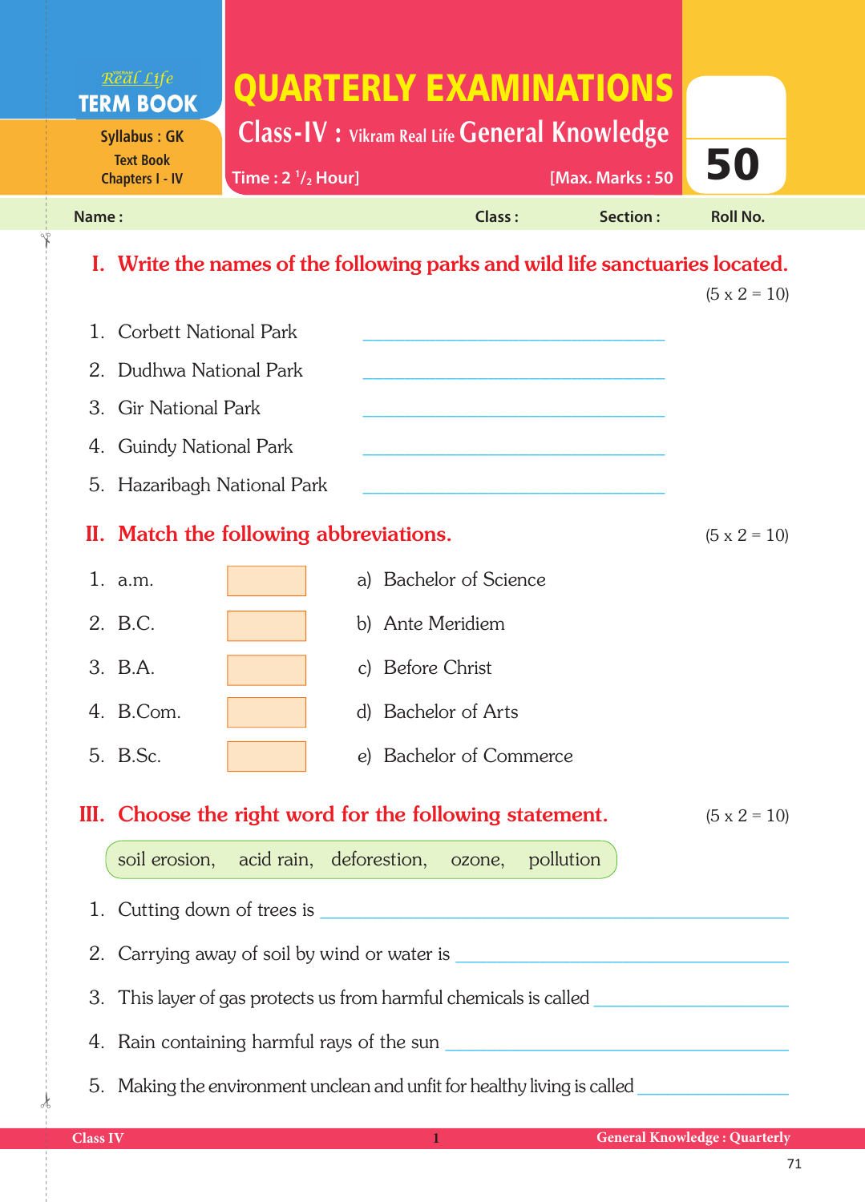Real Life **TERM BOOK**

Syllabus : GK
Text Book
Chapters I - IV

# QUARTERLY EXAMINATIONS

## Class-IV : Vikram Real Life General Knowledge

Time : 2 $^{1}/_{2}$ Hour] [Max. Marks : 50

50

Name : Class : Section : Roll No.

## I. Write the names of the following parks and wild life sanctuaries located.

(5 x 2 = 10)

1. Corbett National Park ______________________
2. Dudhwa National Park ______________________
3. Gir National Park ______________________
4. Guindy National Park ______________________
5. Hazaribagh National Park ______________________

## II. Match the following abbreviations.

(5 x 2 = 10)

| | | | |
|---|---|---|---|
| 1. a.m. | | a) | Bachelor of Science |
| 2. B.C. | | b) | Ante Meridiem |
| 3. B.A. | | c) | Before Christ |
| 4. B.Com. | | d) | Bachelor of Arts |
| 5. B.Sc. | | e) | Bachelor of Commerce |

## III. Choose the right word for the following statement.

(5 x 2 = 10)

soil erosion, acid rain, deforestion, ozone, pollution

1. Cutting down of trees is ______________________
2. Carrying away of soil by wind or water is ______________________
3. This layer of gas protects us from harmful chemicals is called ______________________
4. Rain containing harmful rays of the sun ______________________
5. Making the environment unclean and unfit for healthy living is called ______________________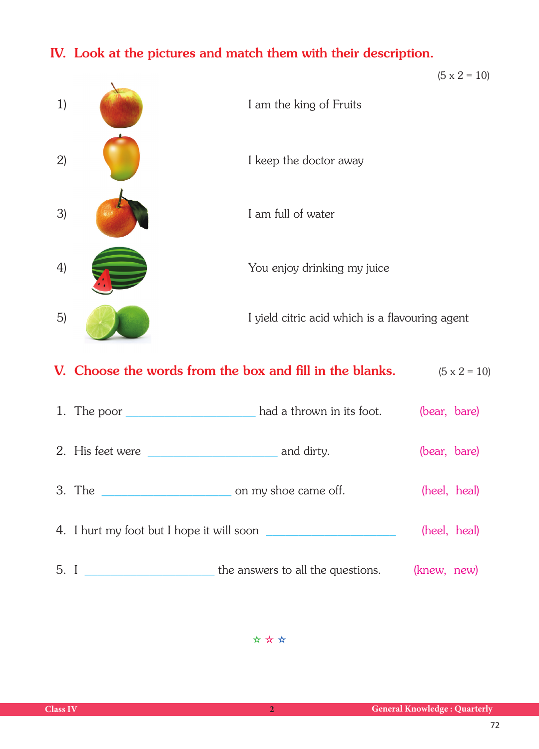## IV. Look at the pictures and match them with their description.

(5 x 2 = 10)

1) I am the king of Fruits

2) I keep the doctor away

3) I am full of water

4) You enjoy drinking my juice

5) I yield citric acid which is a flavouring agent

## V. Choose the words from the box and fill in the blanks.

(5 x 2 = 10)

1. The poor ____________________ had a thrown in its foot. (bear, bare)
2. His feet were ____________________ and dirty. (bear, bare)
3. The ____________________ on my shoe came off. (heel, heal)
4. I hurt my foot but I hope it will soon ____________________ (heel, heal)
5. I ____________________ the answers to all the questions. (knew, new)

☆ ☆ ☆